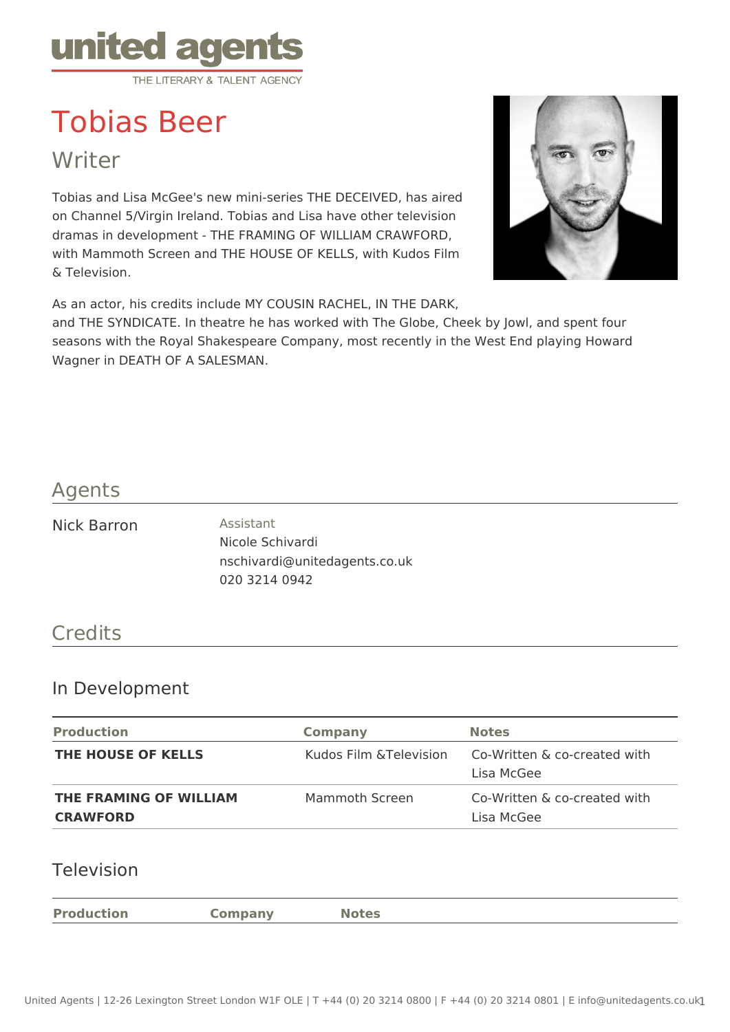united agents

THE LITERARY & TALENT AGENCY

# Tobias Beer

## Writer

Tobias and Lisa McGee's new mini-series THE DECEIVED, has aired on Channel 5/Virgin Ireland. Tobias and Lisa have other television dramas in development - THE FRAMING OF WILLIAM CRAWFORD, with Mammoth Screen and THE HOUSE OF KELLS, with Kudos Film & Television.

As an actor, his credits include MY COUSIN RACHEL, IN THE DARK, and THE SYNDICATE. In theatre he has worked with The Globe, Cheek by Jowl, and spent four seasons with the Royal Shakespeare Company, most recently in the West End playing Howard Wagner in DEATH OF A SALESMAN.

## Agents

Nick Barron

Assistant
Nicole Schivardi
nschivardi@unitedagents.co.uk
020 3214 0942

## Credits

### In Development

| Production | Company | Notes |
|---|---|---|
| **THE HOUSE OF KELLS** | Kudos Film &Television | Co-Written & co-created with Lisa McGee |
| **THE FRAMING OF WILLIAM CRAWFORD** | Mammoth Screen | Co-Written & co-created with Lisa McGee |

### Television

| Production | Company | Notes |
|---|---|---|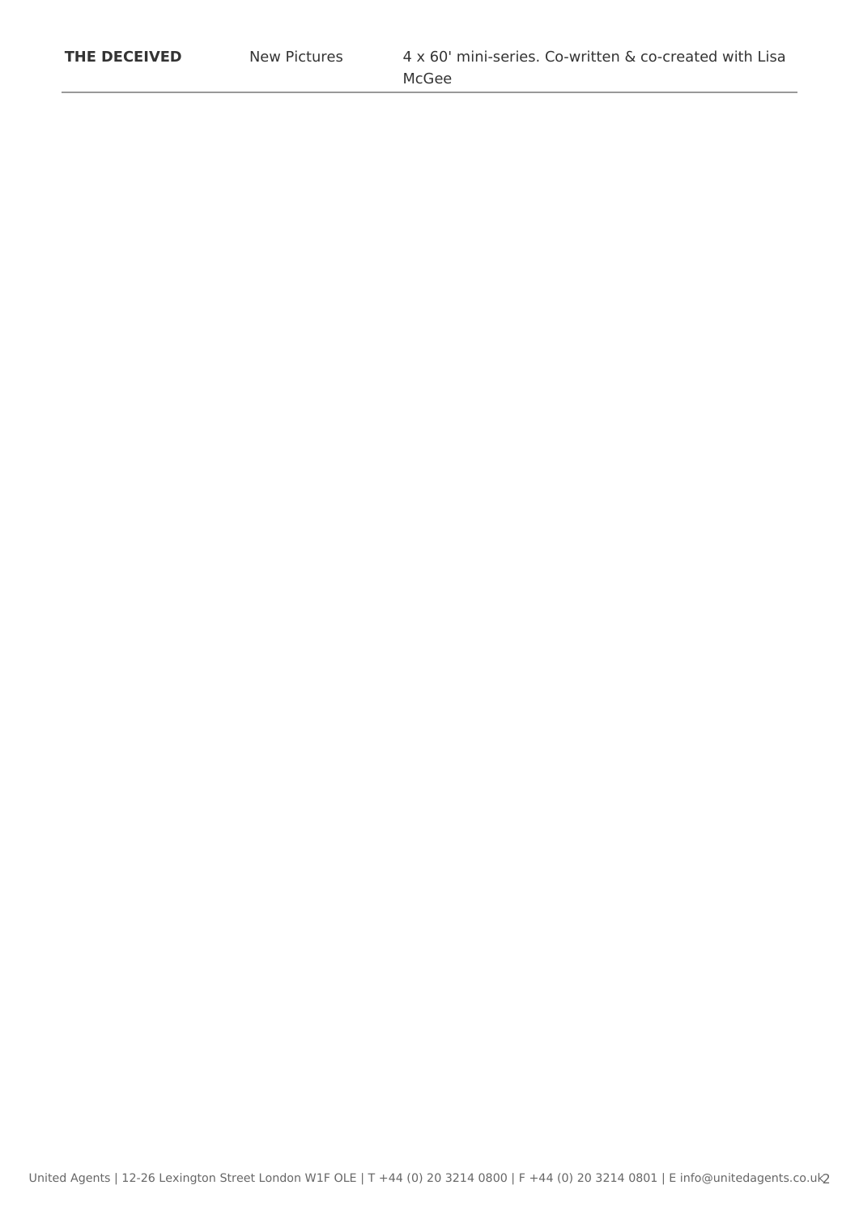| | | |
|---|---|---|
| **THE DECEIVED** | New Pictures | 4 x 60' mini-series. Co-written & co-created with Lisa McGee |